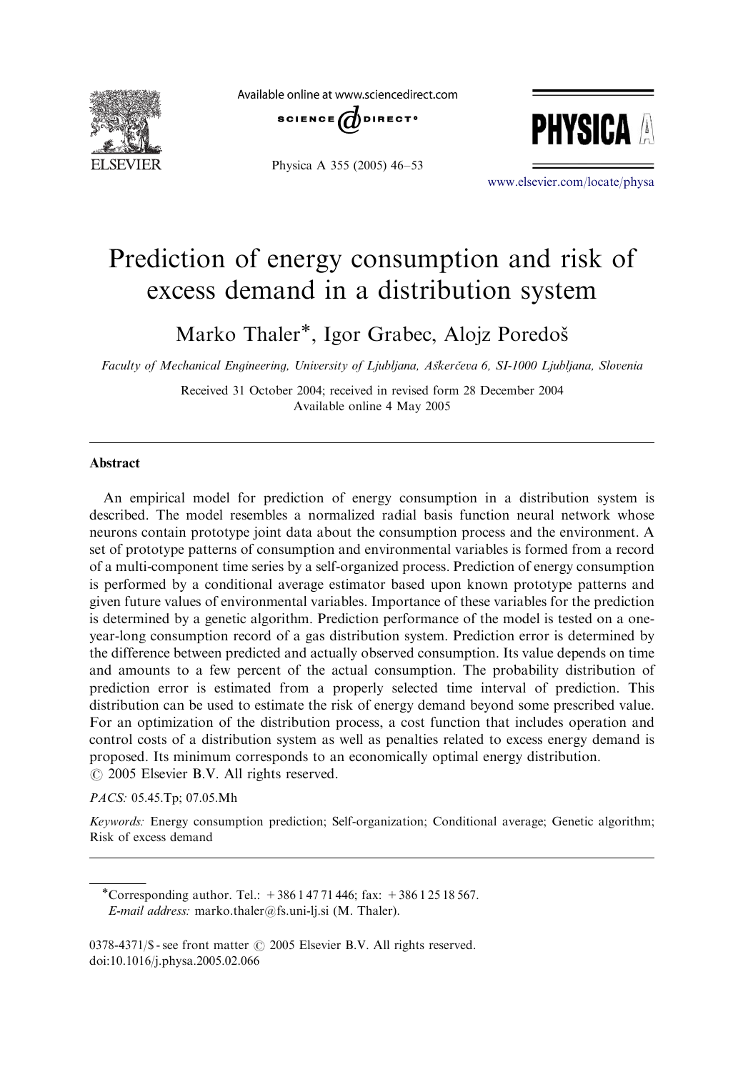# Prediction of energy consumption and risk of excess demand in a distribution system

Marko Thaler*, Igor Grabec, Alojz Poredoš

*Faculty of Mechanical Engineering, University of Ljubljana, Aškerčeva 6, SI-1000 Ljubljana, Slovenia*

Received 31 October 2004; received in revised form 28 December 2004
Available online 4 May 2005

## Abstract

An empirical model for prediction of energy consumption in a distribution system is described. The model resembles a normalized radial basis function neural network whose neurons contain prototype joint data about the consumption process and the environment. A set of prototype patterns of consumption and environmental variables is formed from a record of a multi-component time series by a self-organized process. Prediction of energy consumption is performed by a conditional average estimator based upon known prototype patterns and given future values of environmental variables. Importance of these variables for the prediction is determined by a genetic algorithm. Prediction performance of the model is tested on a one-year-long consumption record of a gas distribution system. Prediction error is determined by the difference between predicted and actually observed consumption. Its value depends on time and amounts to a few percent of the actual consumption. The probability distribution of prediction error is estimated from a properly selected time interval of prediction. This distribution can be used to estimate the risk of energy demand beyond some prescribed value. For an optimization of the distribution process, a cost function that includes operation and control costs of a distribution system as well as penalties related to excess energy demand is proposed. Its minimum corresponds to an economically optimal energy distribution.
© 2005 Elsevier B.V. All rights reserved.

*PACS:* 05.45.Tp; 07.05.Mh

*Keywords:* Energy consumption prediction; Self-organization; Conditional average; Genetic algorithm; Risk of excess demand

---

*Corresponding author. Tel.: +386 1 47 71 446; fax: +386 1 25 18 567.
*E-mail address:* marko.thaler@fs.uni-lj.si (M. Thaler).

0378-4371/$ - see front matter © 2005 Elsevier B.V. All rights reserved.
doi:10.1016/j.physa.2005.02.066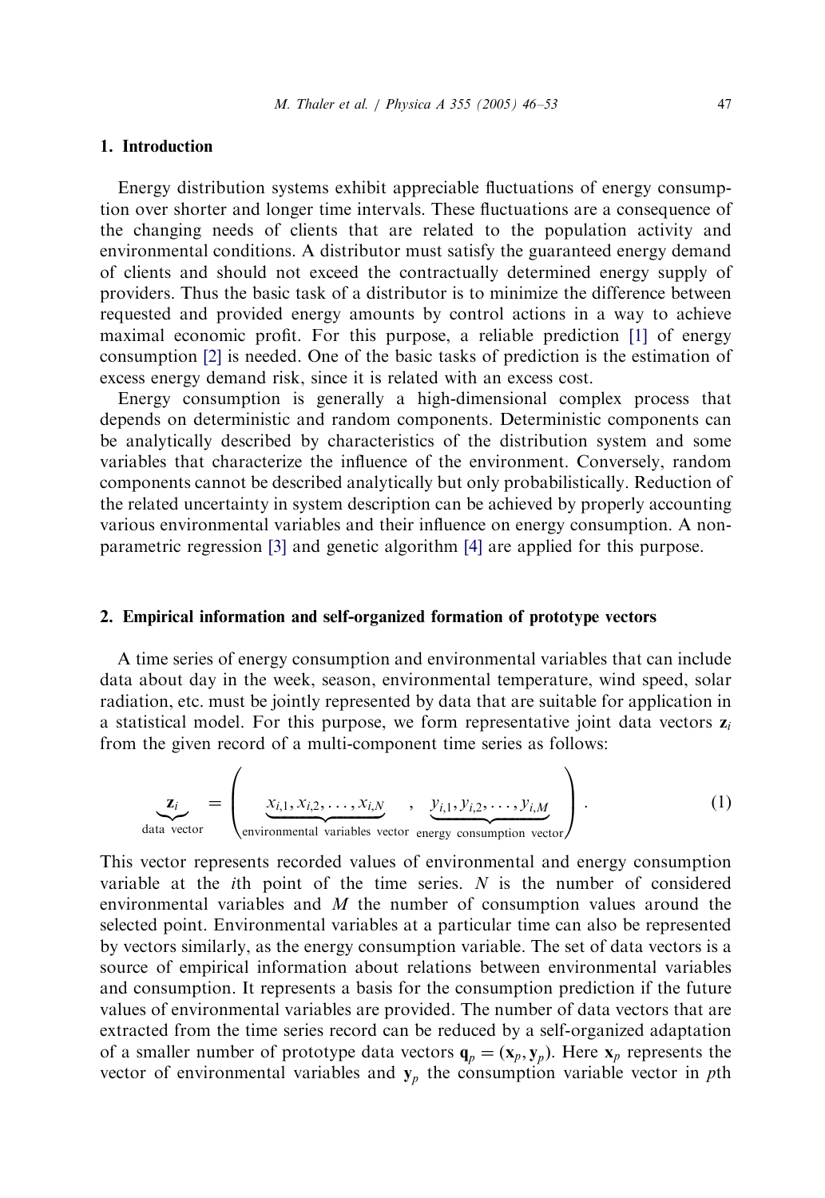## 1. Introduction

Energy distribution systems exhibit appreciable fluctuations of energy consumption over shorter and longer time intervals. These fluctuations are a consequence of the changing needs of clients that are related to the population activity and environmental conditions. A distributor must satisfy the guaranteed energy demand of clients and should not exceed the contractually determined energy supply of providers. Thus the basic task of a distributor is to minimize the difference between requested and provided energy amounts by control actions in a way to achieve maximal economic profit. For this purpose, a reliable prediction [1] of energy consumption [2] is needed. One of the basic tasks of prediction is the estimation of excess energy demand risk, since it is related with an excess cost.

Energy consumption is generally a high-dimensional complex process that depends on deterministic and random components. Deterministic components can be analytically described by characteristics of the distribution system and some variables that characterize the influence of the environment. Conversely, random components cannot be described analytically but only probabilistically. Reduction of the related uncertainty in system description can be achieved by properly accounting various environmental variables and their influence on energy consumption. A non-parametric regression [3] and genetic algorithm [4] are applied for this purpose.

## 2. Empirical information and self-organized formation of prototype vectors

A time series of energy consumption and environmental variables that can include data about day in the week, season, environmental temperature, wind speed, solar radiation, etc. must be jointly represented by data that are suitable for application in a statistical model. For this purpose, we form representative joint data vectors $\mathbf{z}_i$ from the given record of a multi-component time series as follows:

$$\underbrace{\mathbf{z}_i}_{\text{data vector}} = \left( \underbrace{x_{i,1}, x_{i,2}, \ldots, x_{i,N}}_{\text{environmental variables vector}} \quad , \quad \underbrace{y_{i,1}, y_{i,2}, \ldots, y_{i,M}}_{\text{energy consumption vector}} \right) . \tag{1}$$

This vector represents recorded values of environmental and energy consumption variable at the $i$th point of the time series. $N$ is the number of considered environmental variables and $M$ the number of consumption values around the selected point. Environmental variables at a particular time can also be represented by vectors similarly, as the energy consumption variable. The set of data vectors is a source of empirical information about relations between environmental variables and consumption. It represents a basis for the consumption prediction if the future values of environmental variables are provided. The number of data vectors that are extracted from the time series record can be reduced by a self-organized adaptation of a smaller number of prototype data vectors $\mathbf{q}_p = (\mathbf{x}_p, \mathbf{y}_p)$. Here $\mathbf{x}_p$ represents the vector of environmental variables and $\mathbf{y}_p$ the consumption variable vector in $p$th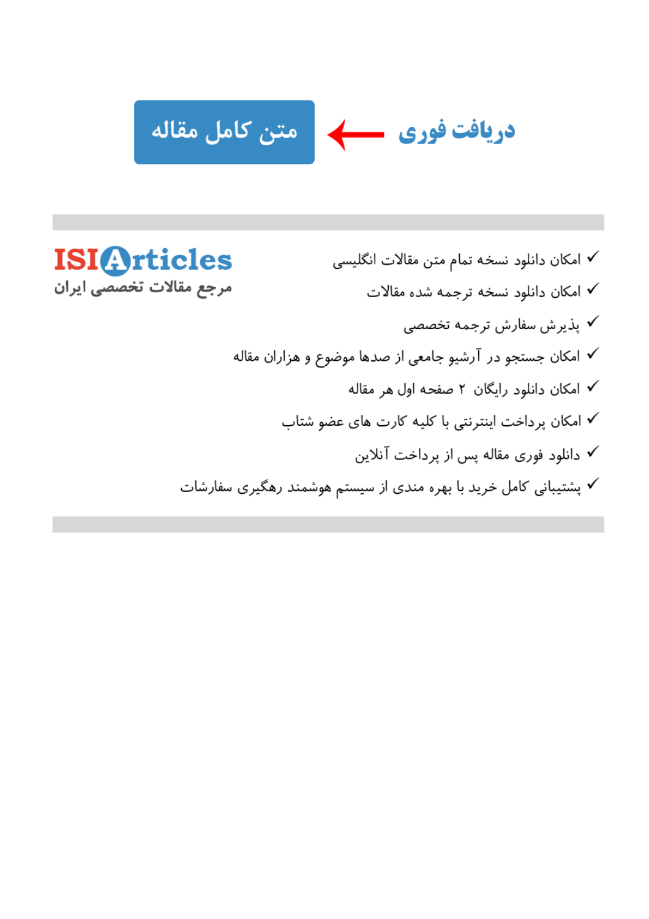**دریافت فوری ← متن کامل مقاله**

**ISIArticles**
مرجع مقالات تخصصی ایران

- ✓ امکان دانلود نسخه تمام متن مقالات انگلیسی
- ✓ امکان دانلود نسخه ترجمه شده مقالات
- ✓ پذیرش سفارش ترجمه تخصصی
- ✓ امکان جستجو در آرشیو جامعی از صدها موضوع و هزاران مقاله
- ✓ امکان دانلود رایگان ۲ صفحه اول هر مقاله
- ✓ امکان پرداخت اینترنتی با کلیه کارت های عضو شتاب
- ✓ دانلود فوری مقاله پس از پرداخت آنلاین
- ✓ پشتیبانی کامل خرید با بهره مندی از سیستم هوشمند رهگیری سفارشات